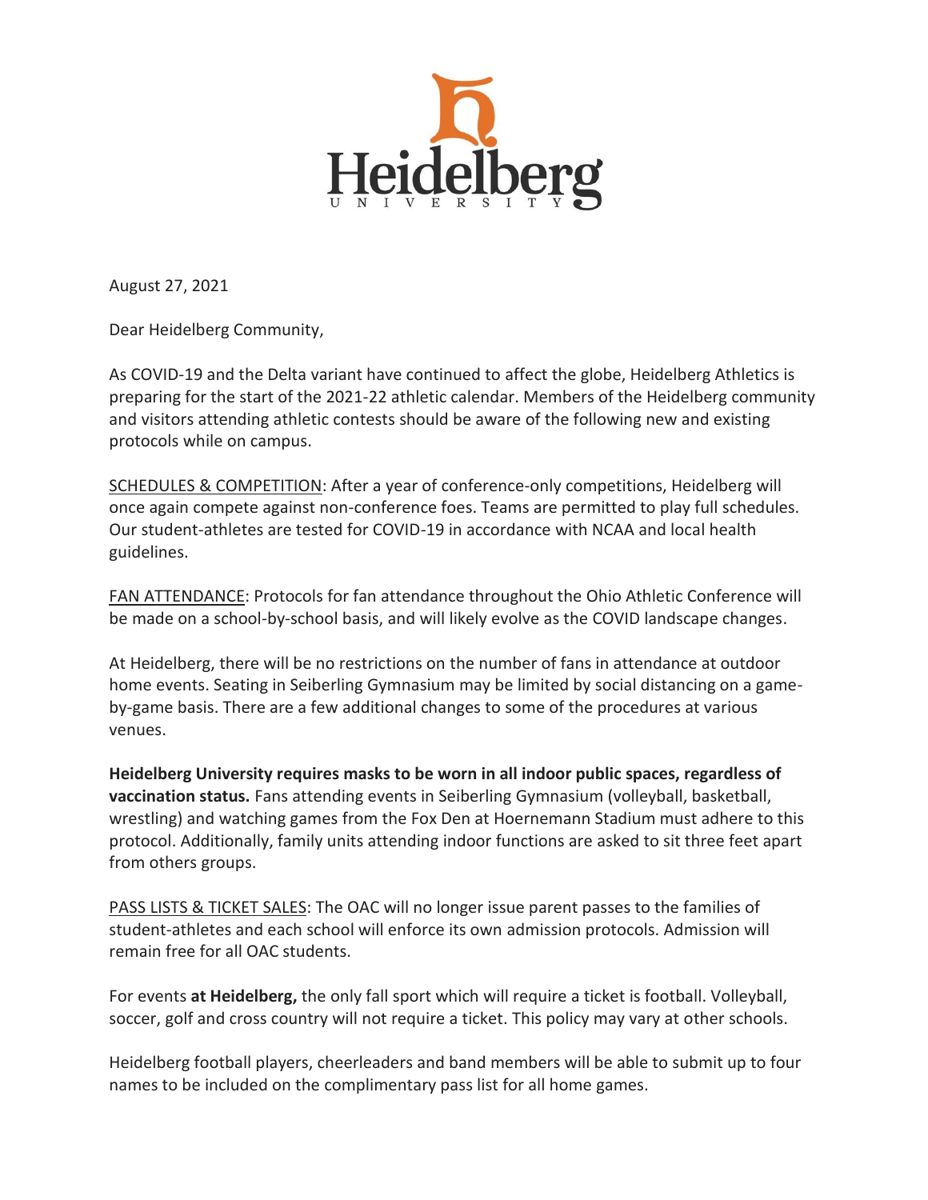Heidelberg University

August 27, 2021

Dear Heidelberg Community,

As COVID-19 and the Delta variant have continued to affect the globe, Heidelberg Athletics is preparing for the start of the 2021-22 athletic calendar. Members of the Heidelberg community and visitors attending athletic contests should be aware of the following new and existing protocols while on campus.

SCHEDULES & COMPETITION: After a year of conference-only competitions, Heidelberg will once again compete against non-conference foes. Teams are permitted to play full schedules. Our student-athletes are tested for COVID-19 in accordance with NCAA and local health guidelines.

FAN ATTENDANCE: Protocols for fan attendance throughout the Ohio Athletic Conference will be made on a school-by-school basis, and will likely evolve as the COVID landscape changes.

At Heidelberg, there will be no restrictions on the number of fans in attendance at outdoor home events. Seating in Seiberling Gymnasium may be limited by social distancing on a game-by-game basis. There are a few additional changes to some of the procedures at various venues.

**Heidelberg University requires masks to be worn in all indoor public spaces, regardless of vaccination status.** Fans attending events in Seiberling Gymnasium (volleyball, basketball, wrestling) and watching games from the Fox Den at Hoernemann Stadium must adhere to this protocol. Additionally, family units attending indoor functions are asked to sit three feet apart from others groups.

PASS LISTS & TICKET SALES: The OAC will no longer issue parent passes to the families of student-athletes and each school will enforce its own admission protocols. Admission will remain free for all OAC students.

For events **at Heidelberg,** the only fall sport which will require a ticket is football. Volleyball, soccer, golf and cross country will not require a ticket. This policy may vary at other schools.

Heidelberg football players, cheerleaders and band members will be able to submit up to four names to be included on the complimentary pass list for all home games.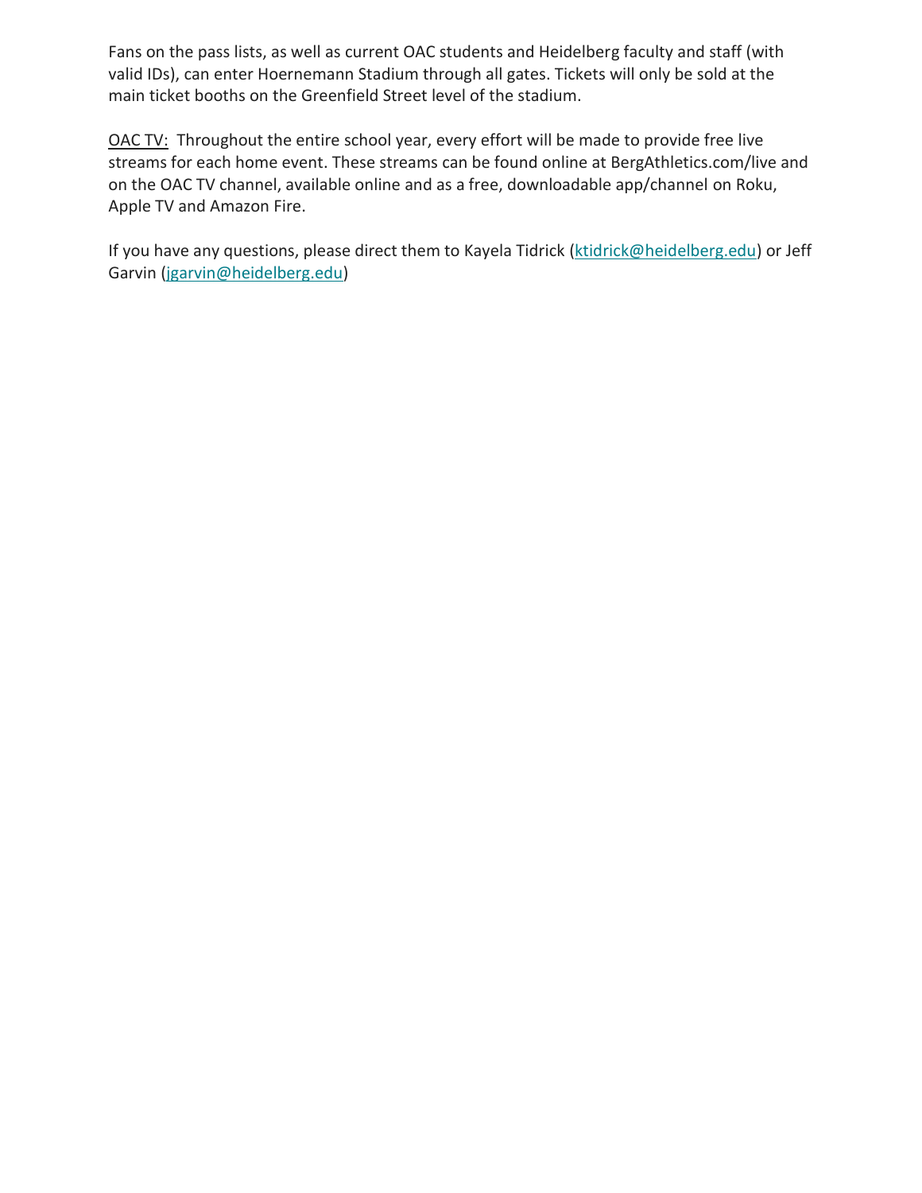Fans on the pass lists, as well as current OAC students and Heidelberg faculty and staff (with valid IDs), can enter Hoernemann Stadium through all gates. Tickets will only be sold at the main ticket booths on the Greenfield Street level of the stadium.

OAC TV: Throughout the entire school year, every effort will be made to provide free live streams for each home event. These streams can be found online at BergAthletics.com/live and on the OAC TV channel, available online and as a free, downloadable app/channel on Roku, Apple TV and Amazon Fire.

If you have any questions, please direct them to Kayela Tidrick (ktidrick@heidelberg.edu) or Jeff Garvin (jgarvin@heidelberg.edu)